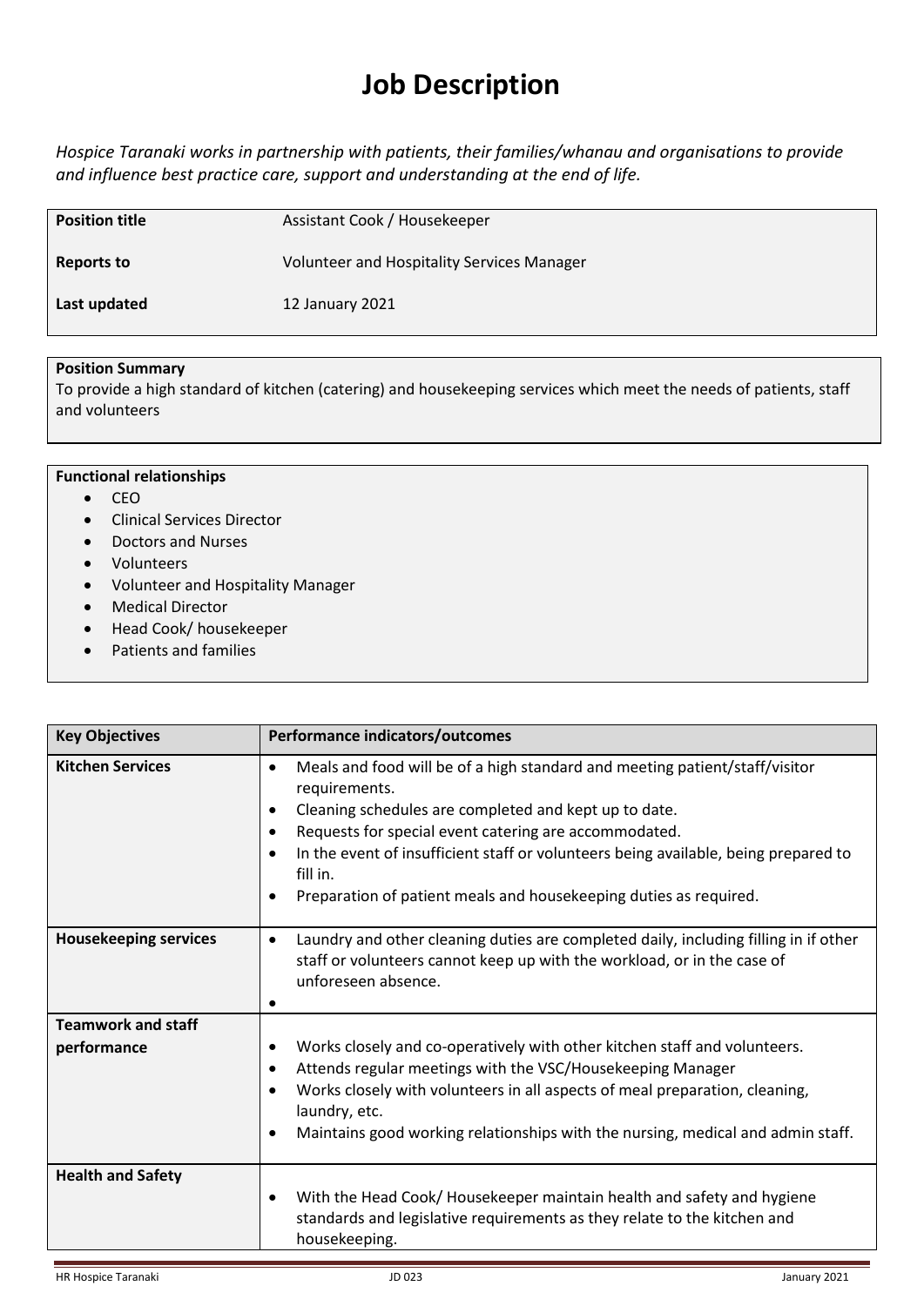# Job Description

*Hospice Taranaki works in partnership with patients, their families/whanau and organisations to provide and influence best practice care, support and understanding at the end of life.*

| | |
|---|---|
| **Position title** | Assistant Cook / Housekeeper |
| **Reports to** | Volunteer and Hospitality Services Manager |
| **Last updated** | 12 January 2021 |

**Position Summary**

To provide a high standard of kitchen (catering) and housekeeping services which meet the needs of patients, staff and volunteers

**Functional relationships**

- CEO
- Clinical Services Director
- Doctors and Nurses
- Volunteers
- Volunteer and Hospitality Manager
- Medical Director
- Head Cook/ housekeeper
- Patients and families

| Key Objectives | Performance indicators/outcomes |
|---|---|
| **Kitchen Services** | • Meals and food will be of a high standard and meeting patient/staff/visitor requirements.<br>• Cleaning schedules are completed and kept up to date.<br>• Requests for special event catering are accommodated.<br>• In the event of insufficient staff or volunteers being available, being prepared to fill in.<br>• Preparation of patient meals and housekeeping duties as required. |
| **Housekeeping services** | • Laundry and other cleaning duties are completed daily, including filling in if other staff or volunteers cannot keep up with the workload, or in the case of unforeseen absence.<br>• |
| **Teamwork and staff performance** | • Works closely and co-operatively with other kitchen staff and volunteers.<br>• Attends regular meetings with the VSC/Housekeeping Manager<br>• Works closely with volunteers in all aspects of meal preparation, cleaning, laundry, etc.<br>• Maintains good working relationships with the nursing, medical and admin staff. |
| **Health and Safety** | • With the Head Cook/ Housekeeper maintain health and safety and hygiene standards and legislative requirements as they relate to the kitchen and housekeeping. |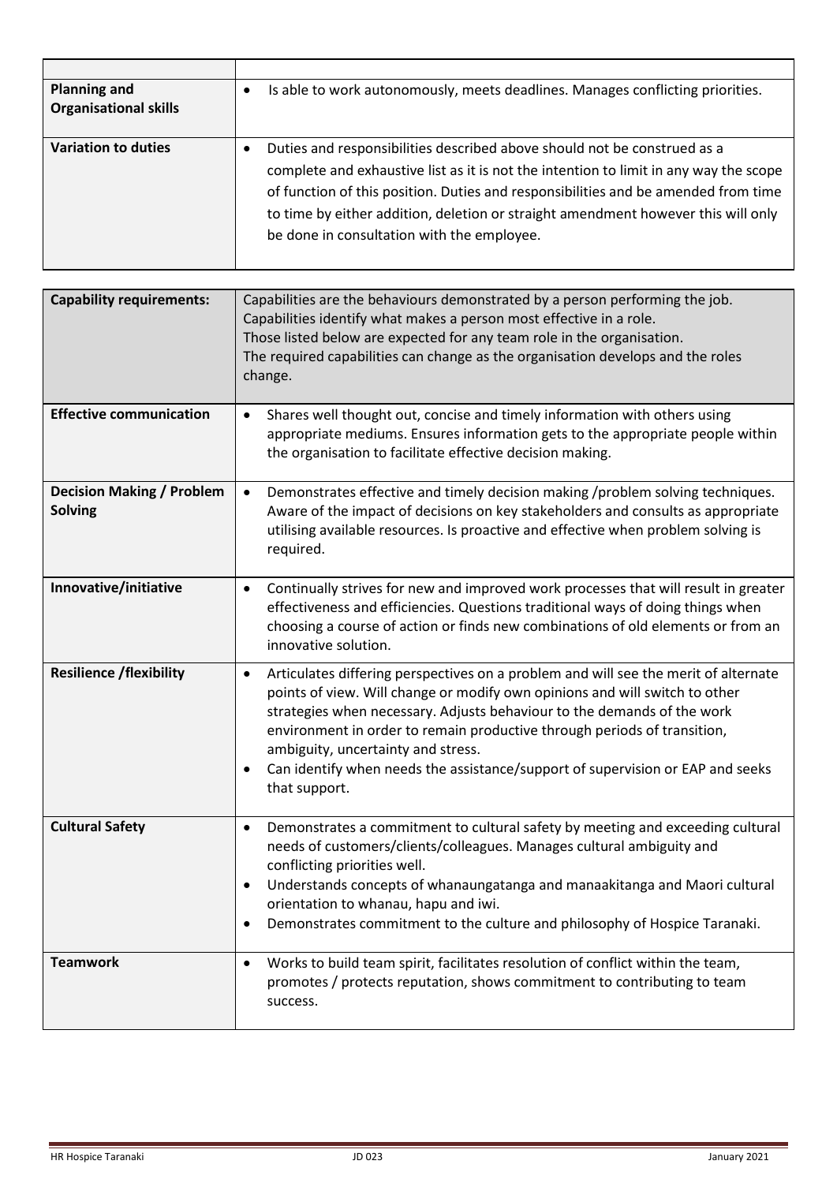| | |
|---|---|
| **Planning and Organisational skills** | • Is able to work autonomously, meets deadlines. Manages conflicting priorities. |
| **Variation to duties** | • Duties and responsibilities described above should not be construed as a complete and exhaustive list as it is not the intention to limit in any way the scope of function of this position. Duties and responsibilities and be amended from time to time by either addition, deletion or straight amendment however this will only be done in consultation with the employee. |

| **Capability requirements:** | Capabilities are the behaviours demonstrated by a person performing the job. Capabilities identify what makes a person most effective in a role. Those listed below are expected for any team role in the organisation. The required capabilities can change as the organisation develops and the roles change. |
|---|---|
| **Effective communication** | • Shares well thought out, concise and timely information with others using appropriate mediums. Ensures information gets to the appropriate people within the organisation to facilitate effective decision making. |
| **Decision Making / Problem Solving** | • Demonstrates effective and timely decision making /problem solving techniques. Aware of the impact of decisions on key stakeholders and consults as appropriate utilising available resources. Is proactive and effective when problem solving is required. |
| **Innovative/initiative** | • Continually strives for new and improved work processes that will result in greater effectiveness and efficiencies. Questions traditional ways of doing things when choosing a course of action or finds new combinations of old elements or from an innovative solution. |
| **Resilience /flexibility** | • Articulates differing perspectives on a problem and will see the merit of alternate points of view. Will change or modify own opinions and will switch to other strategies when necessary. Adjusts behaviour to the demands of the work environment in order to remain productive through periods of transition, ambiguity, uncertainty and stress.<br>• Can identify when needs the assistance/support of supervision or EAP and seeks that support. |
| **Cultural Safety** | • Demonstrates a commitment to cultural safety by meeting and exceeding cultural needs of customers/clients/colleagues. Manages cultural ambiguity and conflicting priorities well.<br>• Understands concepts of whanaungatanga and manaakitanga and Maori cultural orientation to whanau, hapu and iwi.<br>• Demonstrates commitment to the culture and philosophy of Hospice Taranaki. |
| **Teamwork** | • Works to build team spirit, facilitates resolution of conflict within the team, promotes / protects reputation, shows commitment to contributing to team success. |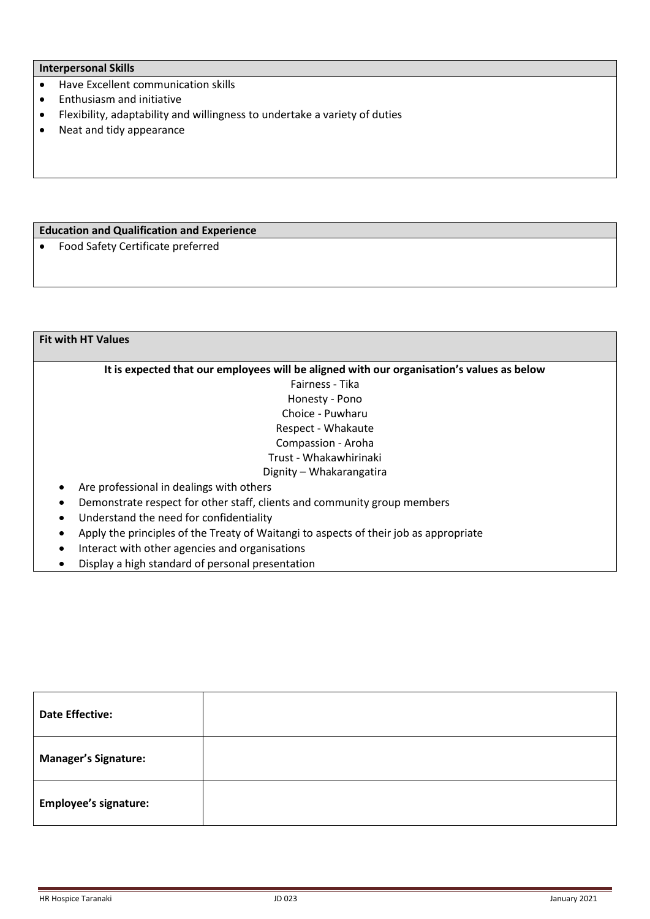### Interpersonal Skills

- Have Excellent communication skills
- Enthusiasm and initiative
- Flexibility, adaptability and willingness to undertake a variety of duties
- Neat and tidy appearance

### Education and Qualification and Experience

- Food Safety Certificate preferred

### Fit with HT Values

**It is expected that our employees will be aligned with our organisation's values as below**

Fairness - Tika
Honesty - Pono
Choice - Puwharu
Respect - Whakaute
Compassion - Aroha
Trust - Whakawhirinaki
Dignity – Whakarangatira

- Are professional in dealings with others
- Demonstrate respect for other staff, clients and community group members
- Understand the need for confidentiality
- Apply the principles of the Treaty of Waitangi to aspects of their job as appropriate
- Interact with other agencies and organisations
- Display a high standard of personal presentation

| | |
|---|---|
| **Date Effective:** | |
| **Manager's Signature:** | |
| **Employee's signature:** | |